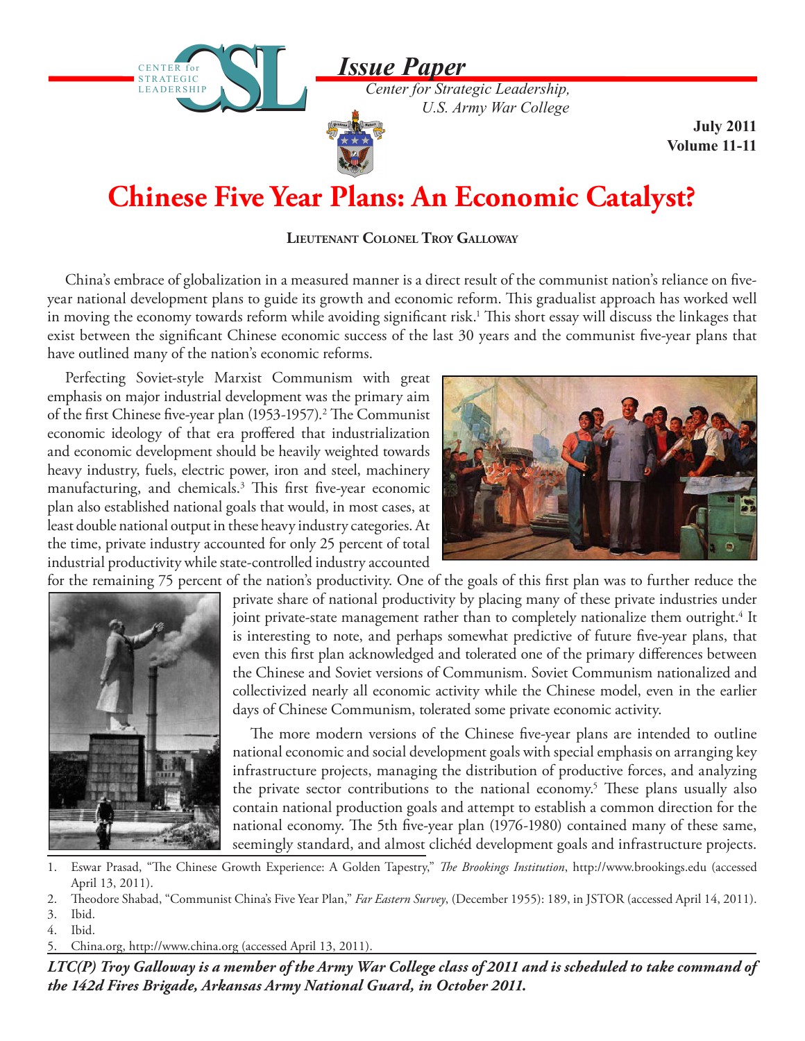# Issue Paper

*Center for Strategic Leadership, U.S. Army War College*

**July 2011**
**Volume 11-11**

# Chinese Five Year Plans: An Economic Catalyst?

**Lieutenant Colonel Troy Galloway**

China's embrace of globalization in a measured manner is a direct result of the communist nation's reliance on five-year national development plans to guide its growth and economic reform. This gradualist approach has worked well in moving the economy towards reform while avoiding significant risk.[1] This short essay will discuss the linkages that exist between the significant Chinese economic success of the last 30 years and the communist five-year plans that have outlined many of the nation's economic reforms.

Perfecting Soviet-style Marxist Communism with great emphasis on major industrial development was the primary aim of the first Chinese five-year plan (1953-1957).[2] The Communist economic ideology of that era proffered that industrialization and economic development should be heavily weighted towards heavy industry, fuels, electric power, iron and steel, machinery manufacturing, and chemicals.[3] This first five-year economic plan also established national goals that would, in most cases, at least double national output in these heavy industry categories. At the time, private industry accounted for only 25 percent of total industrial productivity while state-controlled industry accounted for the remaining 75 percent of the nation's productivity. One of the goals of this first plan was to further reduce the private share of national productivity by placing many of these private industries under joint private-state management rather than to completely nationalize them outright.[4] It is interesting to note, and perhaps somewhat predictive of future five-year plans, that even this first plan acknowledged and tolerated one of the primary differences between the Chinese and Soviet versions of Communism. Soviet Communism nationalized and collectivized nearly all economic activity while the Chinese model, even in the earlier days of Chinese Communism, tolerated some private economic activity.

The more modern versions of the Chinese five-year plans are intended to outline national economic and social development goals with special emphasis on arranging key infrastructure projects, managing the distribution of productive forces, and analyzing the private sector contributions to the national economy.[5] These plans usually also contain national production goals and attempt to establish a common direction for the national economy. The 5th five-year plan (1976-1980) contained many of these same, seemingly standard, and almost clichéd development goals and infrastructure projects.

1. Eswar Prasad, "The Chinese Growth Experience: A Golden Tapestry," *The Brookings Institution*, http://www.brookings.edu (accessed April 13, 2011).
2. Theodore Shabad, "Communist China's Five Year Plan," *Far Eastern Survey*, (December 1955): 189, in JSTOR (accessed April 14, 2011).
3. Ibid.
4. Ibid.
5. China.org, http://www.china.org (accessed April 13, 2011).

***LTC(P) Troy Galloway is a member of the Army War College class of 2011 and is scheduled to take command of the 142d Fires Brigade, Arkansas Army National Guard, in October 2011.***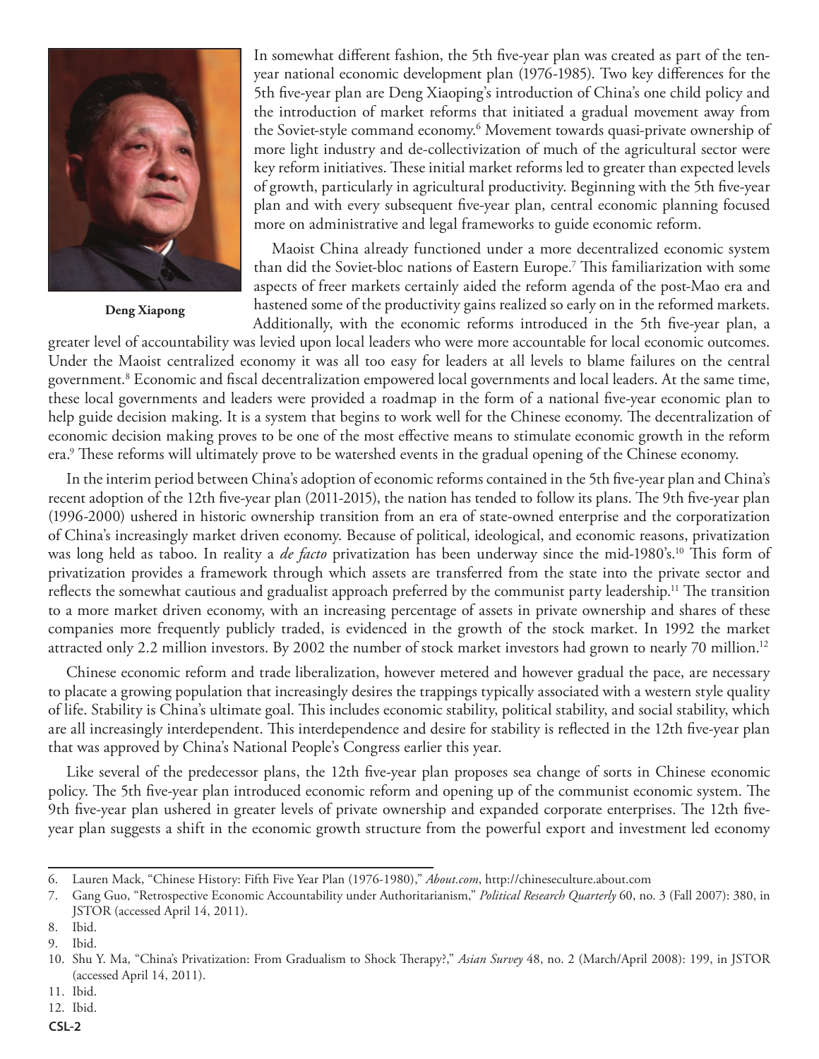Deng Xiapong

In somewhat different fashion, the 5th five-year plan was created as part of the ten-year national economic development plan (1976-1985). Two key differences for the 5th five-year plan are Deng Xiaoping's introduction of China's one child policy and the introduction of market reforms that initiated a gradual movement away from the Soviet-style command economy.[6] Movement towards quasi-private ownership of more light industry and de-collectivization of much of the agricultural sector were key reform initiatives. These initial market reforms led to greater than expected levels of growth, particularly in agricultural productivity. Beginning with the 5th five-year plan and with every subsequent five-year plan, central economic planning focused more on administrative and legal frameworks to guide economic reform.

Maoist China already functioned under a more decentralized economic system than did the Soviet-bloc nations of Eastern Europe.[7] This familiarization with some aspects of freer markets certainly aided the reform agenda of the post-Mao era and hastened some of the productivity gains realized so early on in the reformed markets. Additionally, with the economic reforms introduced in the 5th five-year plan, a greater level of accountability was levied upon local leaders who were more accountable for local economic outcomes. Under the Maoist centralized economy it was all too easy for leaders at all levels to blame failures on the central government.[8] Economic and fiscal decentralization empowered local governments and local leaders. At the same time, these local governments and leaders were provided a roadmap in the form of a national five-year economic plan to help guide decision making. It is a system that begins to work well for the Chinese economy. The decentralization of economic decision making proves to be one of the most effective means to stimulate economic growth in the reform era.[9] These reforms will ultimately prove to be watershed events in the gradual opening of the Chinese economy.

In the interim period between China's adoption of economic reforms contained in the 5th five-year plan and China's recent adoption of the 12th five-year plan (2011-2015), the nation has tended to follow its plans. The 9th five-year plan (1996-2000) ushered in historic ownership transition from an era of state-owned enterprise and the corporatization of China's increasingly market driven economy. Because of political, ideological, and economic reasons, privatization was long held as taboo. In reality a *de facto* privatization has been underway since the mid-1980's.[10] This form of privatization provides a framework through which assets are transferred from the state into the private sector and reflects the somewhat cautious and gradualist approach preferred by the communist party leadership.[11] The transition to a more market driven economy, with an increasing percentage of assets in private ownership and shares of these companies more frequently publicly traded, is evidenced in the growth of the stock market. In 1992 the market attracted only 2.2 million investors. By 2002 the number of stock market investors had grown to nearly 70 million.[12]

Chinese economic reform and trade liberalization, however metered and however gradual the pace, are necessary to placate a growing population that increasingly desires the trappings typically associated with a western style quality of life. Stability is China's ultimate goal. This includes economic stability, political stability, and social stability, which are all increasingly interdependent. This interdependence and desire for stability is reflected in the 12th five-year plan that was approved by China's National People's Congress earlier this year.

Like several of the predecessor plans, the 12th five-year plan proposes sea change of sorts in Chinese economic policy. The 5th five-year plan introduced economic reform and opening up of the communist economic system. The 9th five-year plan ushered in greater levels of private ownership and expanded corporate enterprises. The 12th five-year plan suggests a shift in the economic growth structure from the powerful export and investment led economy

---

6. Lauren Mack, "Chinese History: Fifth Five Year Plan (1976-1980)," *About.com*, http://chineseculture.about.com
7. Gang Guo, "Retrospective Economic Accountability under Authoritarianism," *Political Research Quarterly* 60, no. 3 (Fall 2007): 380, in JSTOR (accessed April 14, 2011).
8. Ibid.
9. Ibid.
10. Shu Y. Ma, "China's Privatization: From Gradualism to Shock Therapy?," *Asian Survey* 48, no. 2 (March/April 2008): 199, in JSTOR (accessed April 14, 2011).
11. Ibid.
12. Ibid.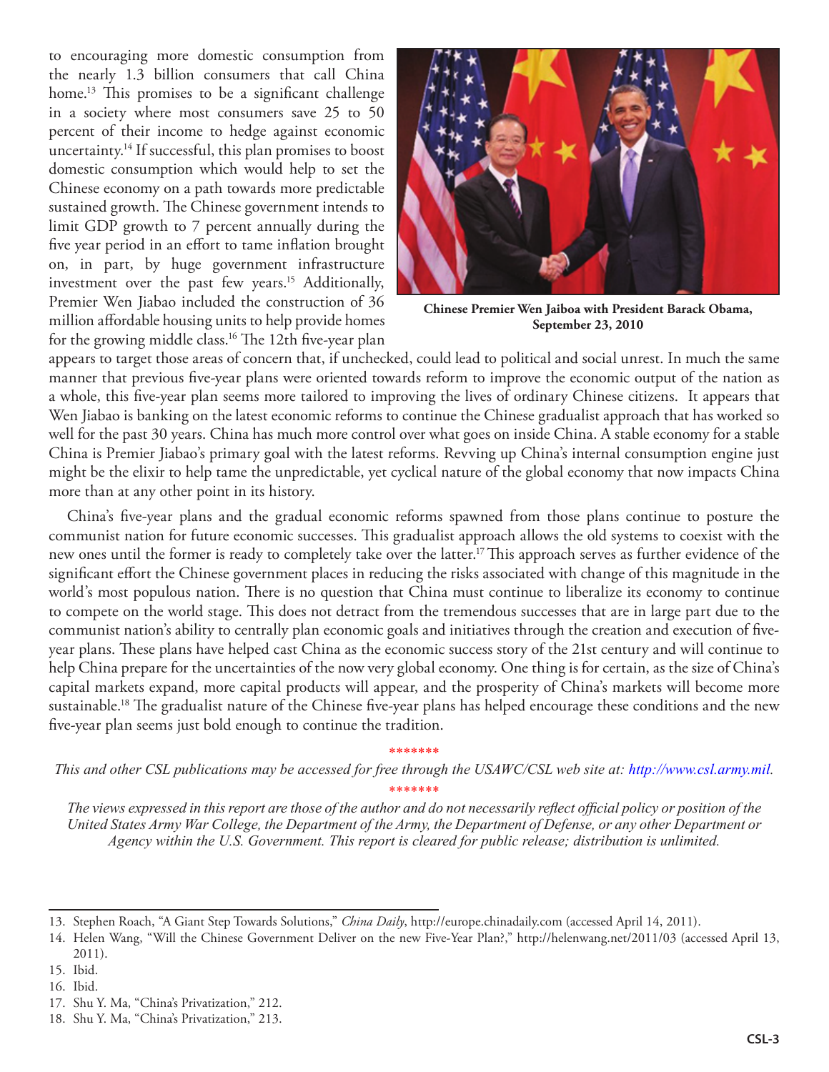to encouraging more domestic consumption from the nearly 1.3 billion consumers that call China home.[13] This promises to be a significant challenge in a society where most consumers save 25 to 50 percent of their income to hedge against economic uncertainty.[14] If successful, this plan promises to boost domestic consumption which would help to set the Chinese economy on a path towards more predictable sustained growth. The Chinese government intends to limit GDP growth to 7 percent annually during the five year period in an effort to tame inflation brought on, in part, by huge government infrastructure investment over the past few years.[15] Additionally, Premier Wen Jiabao included the construction of 36 million affordable housing units to help provide homes for the growing middle class.[16] The 12th five-year plan appears to target those areas of concern that, if unchecked, could lead to political and social unrest. In much the same manner that previous five-year plans were oriented towards reform to improve the economic output of the nation as a whole, this five-year plan seems more tailored to improving the lives of ordinary Chinese citizens. It appears that Wen Jiabao is banking on the latest economic reforms to continue the Chinese gradualist approach that has worked so well for the past 30 years. China has much more control over what goes on inside China. A stable economy for a stable China is Premier Jiabao's primary goal with the latest reforms. Revving up China's internal consumption engine just might be the elixir to help tame the unpredictable, yet cyclical nature of the global economy that now impacts China more than at any other point in its history.

**Chinese Premier Wen Jaiboa with President Barack Obama, September 23, 2010**

China's five-year plans and the gradual economic reforms spawned from those plans continue to posture the communist nation for future economic successes. This gradualist approach allows the old systems to coexist with the new ones until the former is ready to completely take over the latter.[17] This approach serves as further evidence of the significant effort the Chinese government places in reducing the risks associated with change of this magnitude in the world's most populous nation. There is no question that China must continue to liberalize its economy to continue to compete on the world stage. This does not detract from the tremendous successes that are in large part due to the communist nation's ability to centrally plan economic goals and initiatives through the creation and execution of five-year plans. These plans have helped cast China as the economic success story of the 21st century and will continue to help China prepare for the uncertainties of the now very global economy. One thing is for certain, as the size of China's capital markets expand, more capital products will appear, and the prosperity of China's markets will become more sustainable.[18] The gradualist nature of the Chinese five-year plans has helped encourage these conditions and the new five-year plan seems just bold enough to continue the tradition.

*******

*This and other CSL publications may be accessed for free through the USAWC/CSL web site at: http://www.csl.army.mil.*

*******

*The views expressed in this report are those of the author and do not necessarily reflect official policy or position of the United States Army War College, the Department of the Army, the Department of Defense, or any other Department or Agency within the U.S. Government. This report is cleared for public release; distribution is unlimited.*

---

13. Stephen Roach, "A Giant Step Towards Solutions," *China Daily*, http://europe.chinadaily.com (accessed April 14, 2011).
14. Helen Wang, "Will the Chinese Government Deliver on the new Five-Year Plan?," http://helenwang.net/2011/03 (accessed April 13, 2011).
15. Ibid.
16. Ibid.
17. Shu Y. Ma, "China's Privatization," 212.
18. Shu Y. Ma, "China's Privatization," 213.